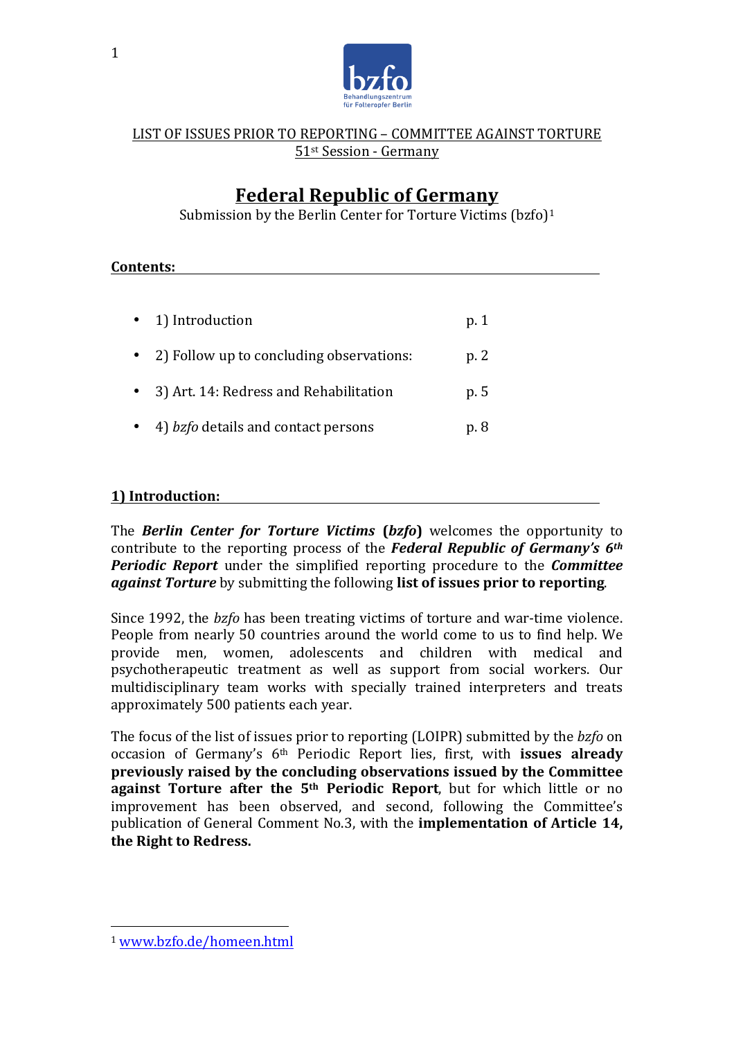LIST OF ISSUES PRIOR TO REPORTING – COMMITTEE AGAINST TORTURE
51st Session - Germany

# Federal Republic of Germany

Submission by the Berlin Center for Torture Victims (bzfo)[1]

**Contents:**

- 1) Introduction p. 1
- 2) Follow up to concluding observations: p. 2
- 3) Art. 14: Redress and Rehabilitation p. 5
- 4) *bzfo* details and contact persons p. 8

## 1) Introduction:

The ***Berlin Center for Torture Victims*** **(*bzfo*)** welcomes the opportunity to contribute to the reporting process of the ***Federal Republic of Germany's 6th Periodic Report*** under the simplified reporting procedure to the ***Committee against Torture*** by submitting the following **list of issues prior to reporting**.

Since 1992, the *bzfo* has been treating victims of torture and war-time violence. People from nearly 50 countries around the world come to us to find help. We provide men, women, adolescents and children with medical and psychotherapeutic treatment as well as support from social workers. Our multidisciplinary team works with specially trained interpreters and treats approximately 500 patients each year.

The focus of the list of issues prior to reporting (LOIPR) submitted by the *bzfo* on occasion of Germany's 6th Periodic Report lies, first, with **issues already previously raised by the concluding observations issued by the Committee against Torture after the 5th Periodic Report**, but for which little or no improvement has been observed, and second, following the Committee's publication of General Comment No.3, with the **implementation of Article 14, the Right to Redress.**

---

[1] www.bzfo.de/homeen.html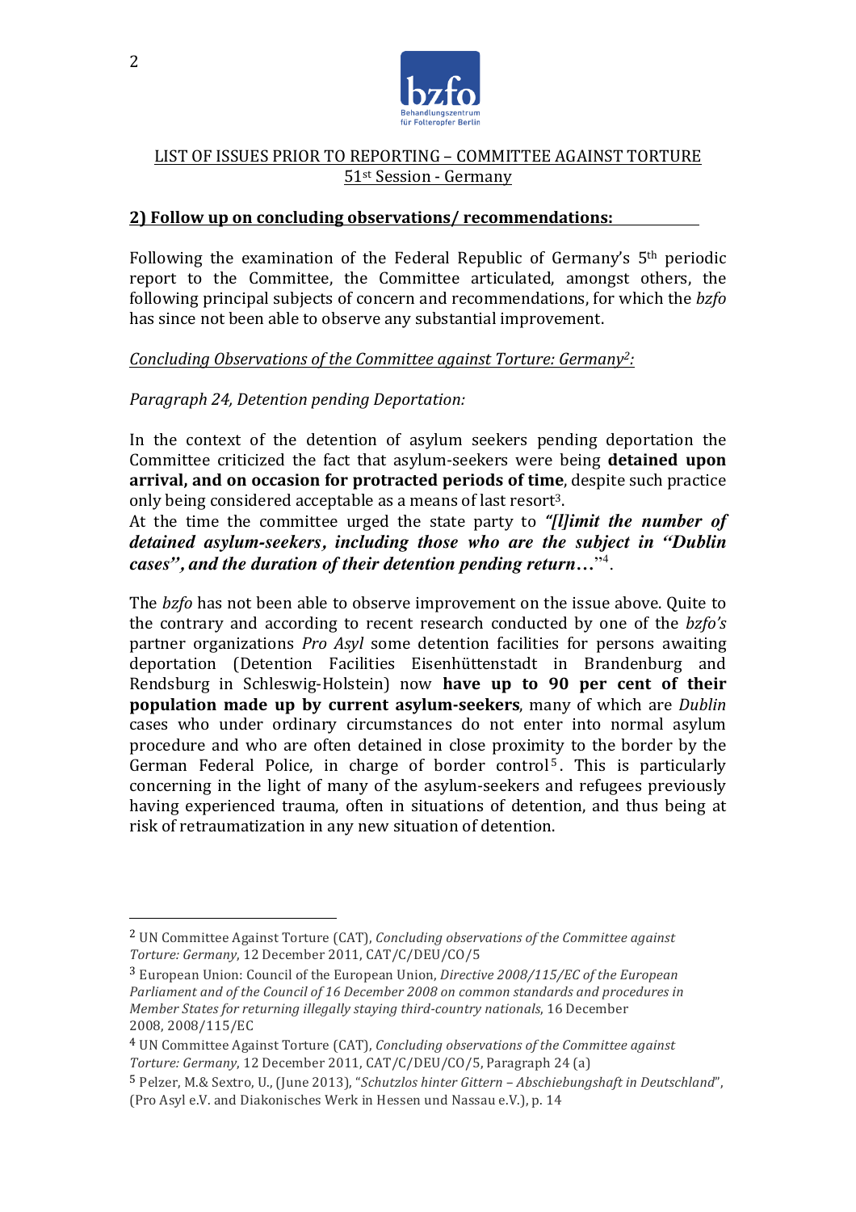LIST OF ISSUES PRIOR TO REPORTING – COMMITTEE AGAINST TORTURE
51st Session - Germany

## 2) Follow up on concluding observations/ recommendations:

Following the examination of the Federal Republic of Germany's 5th periodic report to the Committee, the Committee articulated, amongst others, the following principal subjects of concern and recommendations, for which the *bzfo* has since not been able to observe any substantial improvement.

*Concluding Observations of the Committee against Torture: Germany*[2]*:*

*Paragraph 24, Detention pending Deportation:*

In the context of the detention of asylum seekers pending deportation the Committee criticized the fact that asylum-seekers were being **detained upon arrival, and on occasion for protracted periods of time**, despite such practice only being considered acceptable as a means of last resort[3].
At the time the committee urged the state party to ***"[l]imit the number of detained asylum-seekers, including those who are the subject in "Dublin cases", and the duration of their detention pending return…***"[4].

The *bzfo* has not been able to observe improvement on the issue above. Quite to the contrary and according to recent research conducted by one of the *bzfo's* partner organizations *Pro Asyl* some detention facilities for persons awaiting deportation (Detention Facilities Eisenhüttenstadt in Brandenburg and Rendsburg in Schleswig-Holstein) now **have up to 90 per cent of their population made up by current asylum-seekers**, many of which are *Dublin* cases who under ordinary circumstances do not enter into normal asylum procedure and who are often detained in close proximity to the border by the German Federal Police, in charge of border control[5]. This is particularly concerning in the light of many of the asylum-seekers and refugees previously having experienced trauma, often in situations of detention, and thus being at risk of retraumatization in any new situation of detention.

---

[2] UN Committee Against Torture (CAT), *Concluding observations of the Committee against Torture: Germany*, 12 December 2011, CAT/C/DEU/CO/5

[3] European Union: Council of the European Union, *Directive 2008/115/EC of the European Parliament and of the Council of 16 December 2008 on common standards and procedures in Member States for returning illegally staying third-country nationals*, 16 December 2008, 2008/115/EC

[4] UN Committee Against Torture (CAT), *Concluding observations of the Committee against Torture: Germany*, 12 December 2011, CAT/C/DEU/CO/5, Paragraph 24 (a)

[5] Pelzer, M.& Sextro, U., (June 2013), "*Schutzlos hinter Gittern – Abschiebungshaft in Deutschland*", (Pro Asyl e.V. and Diakonisches Werk in Hessen und Nassau e.V.), p. 14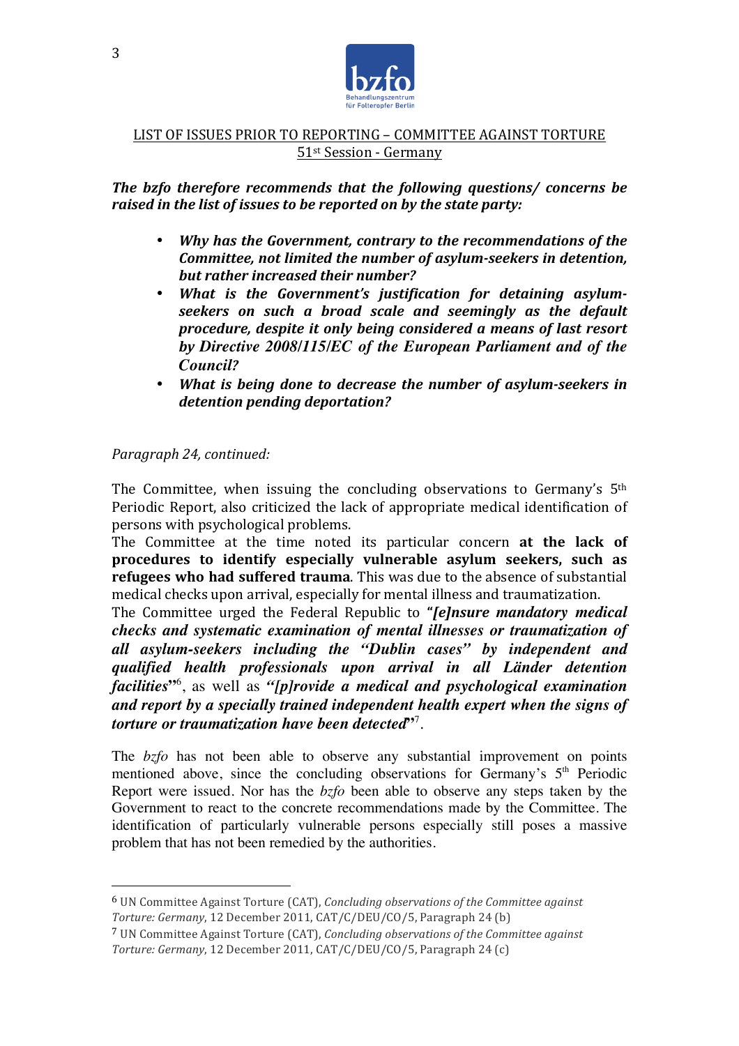LIST OF ISSUES PRIOR TO REPORTING – COMMITTEE AGAINST TORTURE
51st Session - Germany

***The bzfo therefore recommends that the following questions/ concerns be raised in the list of issues to be reported on by the state party:***

- ***Why has the Government, contrary to the recommendations of the Committee, not limited the number of asylum-seekers in detention, but rather increased their number?***
- ***What is the Government's justification for detaining asylum-seekers on such a broad scale and seemingly as the default procedure, despite it only being considered a means of last resort by Directive 2008/115/EC of the European Parliament and of the Council?***
- ***What is being done to decrease the number of asylum-seekers in detention pending deportation?***

*Paragraph 24, continued:*

The Committee, when issuing the concluding observations to Germany's 5th Periodic Report, also criticized the lack of appropriate medical identification of persons with psychological problems.
The Committee at the time noted its particular concern **at the lack of procedures to identify especially vulnerable asylum seekers, such as refugees who had suffered trauma**. This was due to the absence of substantial medical checks upon arrival, especially for mental illness and traumatization.
The Committee urged the Federal Republic to ***"[e]nsure mandatory medical checks and systematic examination of mental illnesses or traumatization of all asylum-seekers including the "Dublin cases" by independent and qualified health professionals upon arrival in all Länder detention facilities"***[6], as well as ***"[p]rovide a medical and psychological examination and report by a specially trained independent health expert when the signs of torture or traumatization have been detected"***[7].

The *bzfo* has not been able to observe any substantial improvement on points mentioned above, since the concluding observations for Germany's 5th Periodic Report were issued. Nor has the *bzfo* been able to observe any steps taken by the Government to react to the concrete recommendations made by the Committee. The identification of particularly vulnerable persons especially still poses a massive problem that has not been remedied by the authorities.

---

[6] UN Committee Against Torture (CAT), *Concluding observations of the Committee against Torture: Germany*, 12 December 2011, CAT/C/DEU/CO/5, Paragraph 24 (b)

[7] UN Committee Against Torture (CAT), *Concluding observations of the Committee against Torture: Germany*, 12 December 2011, CAT/C/DEU/CO/5, Paragraph 24 (c)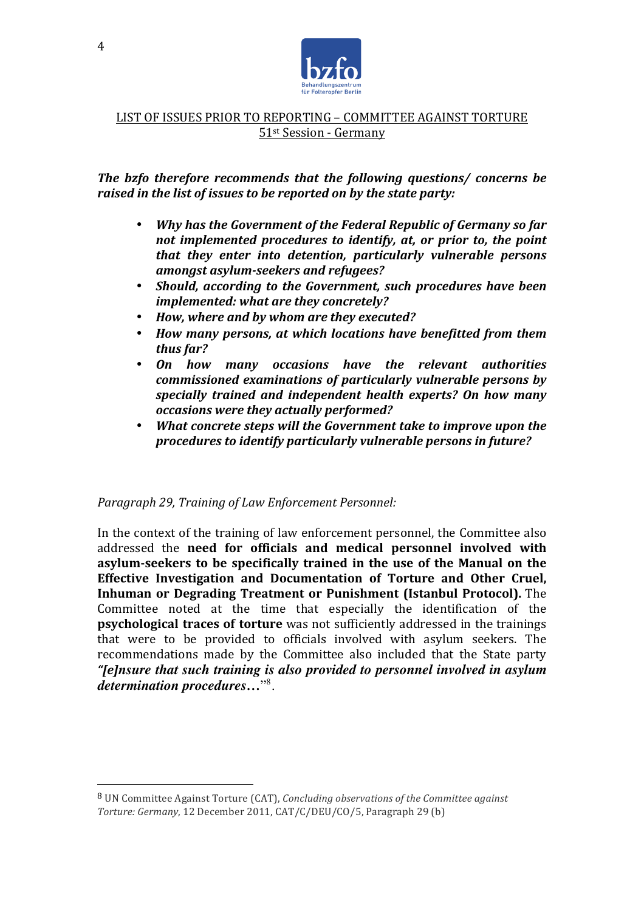***The bzfo therefore recommends that the following questions/ concerns be raised in the list of issues to be reported on by the state party:***

- ***Why has the Government of the Federal Republic of Germany so far not implemented procedures to identify, at, or prior to, the point that they enter into detention, particularly vulnerable persons amongst asylum-seekers and refugees?***
- ***Should, according to the Government, such procedures have been implemented: what are they concretely?***
- ***How, where and by whom are they executed?***
- ***How many persons, at which locations have benefitted from them thus far?***
- ***On how many occasions have the relevant authorities commissioned examinations of particularly vulnerable persons by specially trained and independent health experts? On how many occasions were they actually performed?***
- ***What concrete steps will the Government take to improve upon the procedures to identify particularly vulnerable persons in future?***

*Paragraph 29, Training of Law Enforcement Personnel:*

In the context of the training of law enforcement personnel, the Committee also addressed the **need for officials and medical personnel involved with asylum-seekers to be specifically trained in the use of the Manual on the Effective Investigation and Documentation of Torture and Other Cruel, Inhuman or Degrading Treatment or Punishment (Istanbul Protocol).** The Committee noted at the time that especially the identification of the **psychological traces of torture** was not sufficiently addressed in the trainings that were to be provided to officials involved with asylum seekers. The recommendations made by the Committee also included that the State party ***"[e]nsure that such training is also provided to personnel involved in asylum determination procedures…***"[8].

---

[8] UN Committee Against Torture (CAT), *Concluding observations of the Committee against Torture: Germany*, 12 December 2011, CAT/C/DEU/CO/5, Paragraph 29 (b)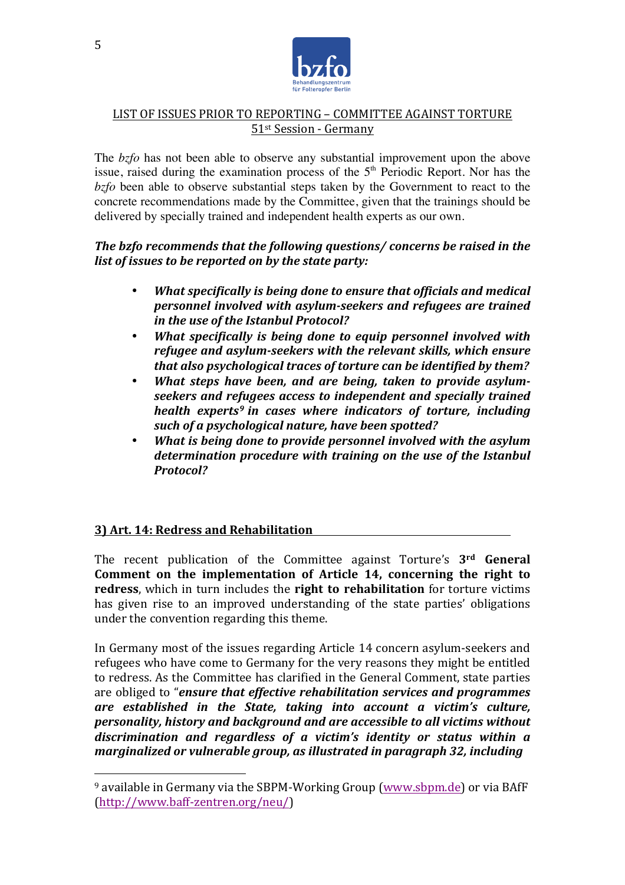## LIST OF ISSUES PRIOR TO REPORTING – COMMITTEE AGAINST TORTURE
51st Session - Germany

The *bzfo* has not been able to observe any substantial improvement upon the above issue, raised during the examination process of the 5th Periodic Report. Nor has the *bzfo* been able to observe substantial steps taken by the Government to react to the concrete recommendations made by the Committee, given that the trainings should be delivered by specially trained and independent health experts as our own.

***The bzfo recommends that the following questions/ concerns be raised in the list of issues to be reported on by the state party:***

- ***What specifically is being done to ensure that officials and medical personnel involved with asylum-seekers and refugees are trained in the use of the Istanbul Protocol?***
- ***What specifically is being done to equip personnel involved with refugee and asylum-seekers with the relevant skills, which ensure that also psychological traces of torture can be identified by them?***
- ***What steps have been, and are being, taken to provide asylum-seekers and refugees access to independent and specially trained health experts[9] in cases where indicators of torture, including such of a psychological nature, have been spotted?***
- ***What is being done to provide personnel involved with the asylum determination procedure with training on the use of the Istanbul Protocol?***

### 3) Art. 14: Redress and Rehabilitation

The recent publication of the Committee against Torture's **3rd General Comment on the implementation of Article 14, concerning the right to redress**, which in turn includes the **right to rehabilitation** for torture victims has given rise to an improved understanding of the state parties' obligations under the convention regarding this theme.

In Germany most of the issues regarding Article 14 concern asylum-seekers and refugees who have come to Germany for the very reasons they might be entitled to redress. As the Committee has clarified in the General Comment, state parties are obliged to "***ensure that effective rehabilitation services and programmes are established in the State, taking into account a victim's culture, personality, history and background and are accessible to all victims without discrimination and regardless of a victim's identity or status within a marginalized or vulnerable group, as illustrated in paragraph 32, including***

[9] available in Germany via the SBPM-Working Group (www.sbpm.de) or via BAfF (http://www.baff-zentren.org/neu/)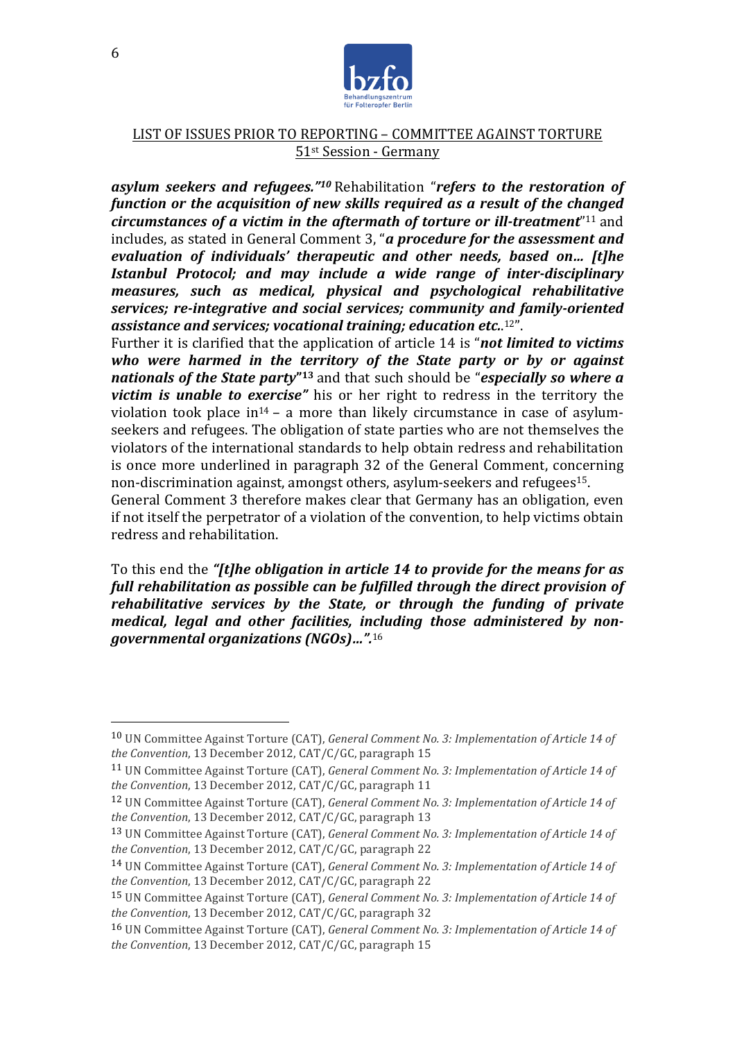***asylum seekers and refugees."***[10] Rehabilitation "***refers to the restoration of function or the acquisition of new skills required as a result of the changed circumstances of a victim in the aftermath of torture or ill-treatment***"[11] and includes, as stated in General Comment 3, "***a procedure for the assessment and evaluation of individuals' therapeutic and other needs, based on… [t]he Istanbul Protocol; and may include a wide range of inter-disciplinary measures, such as medical, physical and psychological rehabilitative services; re-integrative and social services; community and family-oriented assistance and services; vocational training; education etc.***.[12]".
Further it is clarified that the application of article 14 is "***not limited to victims who were harmed in the territory of the State party or by or against nationals of the State party***"[13] and that such should be "***especially so where a victim is unable to exercise"*** his or her right to redress in the territory the violation took place in[14] – a more than likely circumstance in case of asylum-seekers and refugees. The obligation of state parties who are not themselves the violators of the international standards to help obtain redress and rehabilitation is once more underlined in paragraph 32 of the General Comment, concerning non-discrimination against, amongst others, asylum-seekers and refugees[15].
General Comment 3 therefore makes clear that Germany has an obligation, even if not itself the perpetrator of a violation of the convention, to help victims obtain redress and rehabilitation.

To this end the ***"[t]he obligation in article 14 to provide for the means for as full rehabilitation as possible can be fulfilled through the direct provision of rehabilitative services by the State, or through the funding of private medical, legal and other facilities, including those administered by non-governmental organizations (NGOs)…".***[16]

---

[10] UN Committee Against Torture (CAT), *General Comment No. 3: Implementation of Article 14 of the Convention*, 13 December 2012, CAT/C/GC, paragraph 15

[11] UN Committee Against Torture (CAT), *General Comment No. 3: Implementation of Article 14 of the Convention*, 13 December 2012, CAT/C/GC, paragraph 11

[12] UN Committee Against Torture (CAT), *General Comment No. 3: Implementation of Article 14 of the Convention*, 13 December 2012, CAT/C/GC, paragraph 13

[13] UN Committee Against Torture (CAT), *General Comment No. 3: Implementation of Article 14 of the Convention*, 13 December 2012, CAT/C/GC, paragraph 22

[14] UN Committee Against Torture (CAT), *General Comment No. 3: Implementation of Article 14 of the Convention*, 13 December 2012, CAT/C/GC, paragraph 22

[15] UN Committee Against Torture (CAT), *General Comment No. 3: Implementation of Article 14 of the Convention*, 13 December 2012, CAT/C/GC, paragraph 32

[16] UN Committee Against Torture (CAT), *General Comment No. 3: Implementation of Article 14 of the Convention*, 13 December 2012, CAT/C/GC, paragraph 15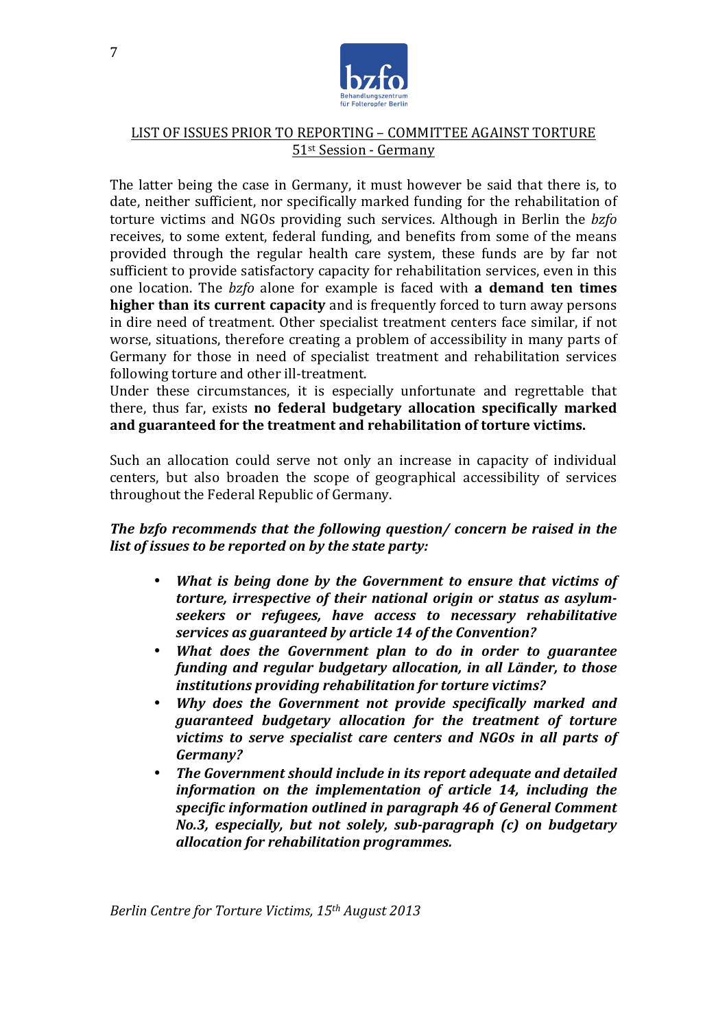The latter being the case in Germany, it must however be said that there is, to date, neither sufficient, nor specifically marked funding for the rehabilitation of torture victims and NGOs providing such services. Although in Berlin the *bzfo* receives, to some extent, federal funding, and benefits from some of the means provided through the regular health care system, these funds are by far not sufficient to provide satisfactory capacity for rehabilitation services, even in this one location. The *bzfo* alone for example is faced with **a demand ten times higher than its current capacity** and is frequently forced to turn away persons in dire need of treatment. Other specialist treatment centers face similar, if not worse, situations, therefore creating a problem of accessibility in many parts of Germany for those in need of specialist treatment and rehabilitation services following torture and other ill-treatment.
Under these circumstances, it is especially unfortunate and regrettable that there, thus far, exists **no federal budgetary allocation specifically marked and guaranteed for the treatment and rehabilitation of torture victims.**

Such an allocation could serve not only an increase in capacity of individual centers, but also broaden the scope of geographical accessibility of services throughout the Federal Republic of Germany.

***The bzfo recommends that the following question/ concern be raised in the list of issues to be reported on by the state party:***

- ***What is being done by the Government to ensure that victims of torture, irrespective of their national origin or status as asylum-seekers or refugees, have access to necessary rehabilitative services as guaranteed by article 14 of the Convention?***
- ***What does the Government plan to do in order to guarantee funding and regular budgetary allocation, in all Länder, to those institutions providing rehabilitation for torture victims?***
- ***Why does the Government not provide specifically marked and guaranteed budgetary allocation for the treatment of torture victims to serve specialist care centers and NGOs in all parts of Germany?***
- ***The Government should include in its report adequate and detailed information on the implementation of article 14, including the specific information outlined in paragraph 46 of General Comment No.3, especially, but not solely, sub-paragraph (c) on budgetary allocation for rehabilitation programmes.***

*Berlin Centre for Torture Victims, 15th August 2013*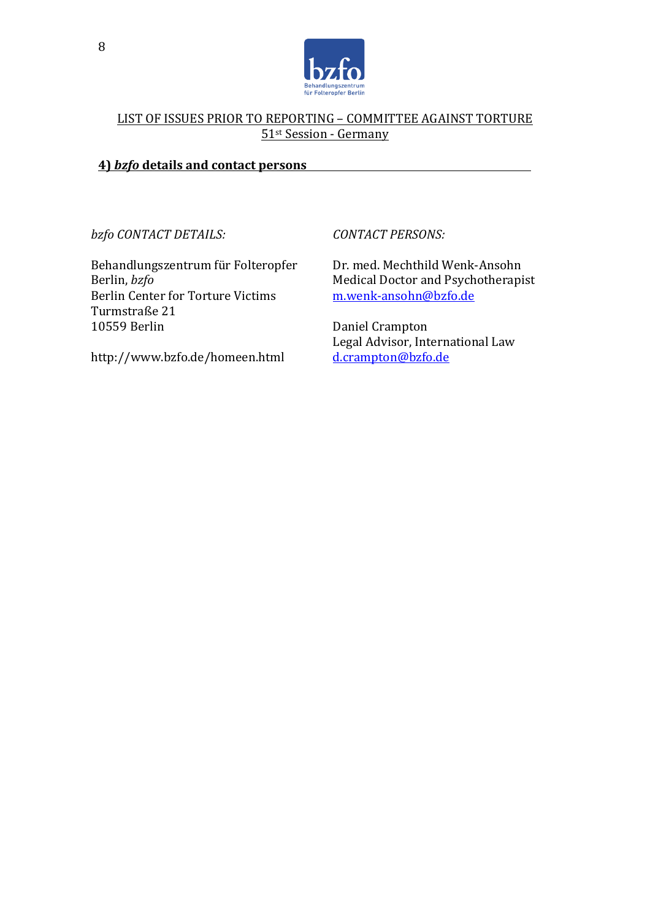LIST OF ISSUES PRIOR TO REPORTING – COMMITTEE AGAINST TORTURE
51st Session - Germany

## 4) *bzfo* details and contact persons

*bzfo CONTACT DETAILS:*

Behandlungszentrum für Folteropfer Berlin, *bzfo*
Berlin Center for Torture Victims
Turmstraße 21
10559 Berlin

http://www.bzfo.de/homeen.html

*CONTACT PERSONS:*

Dr. med. Mechthild Wenk-Ansohn
Medical Doctor and Psychotherapist
m.wenk-ansohn@bzfo.de

Daniel Crampton
Legal Advisor, International Law
d.crampton@bzfo.de